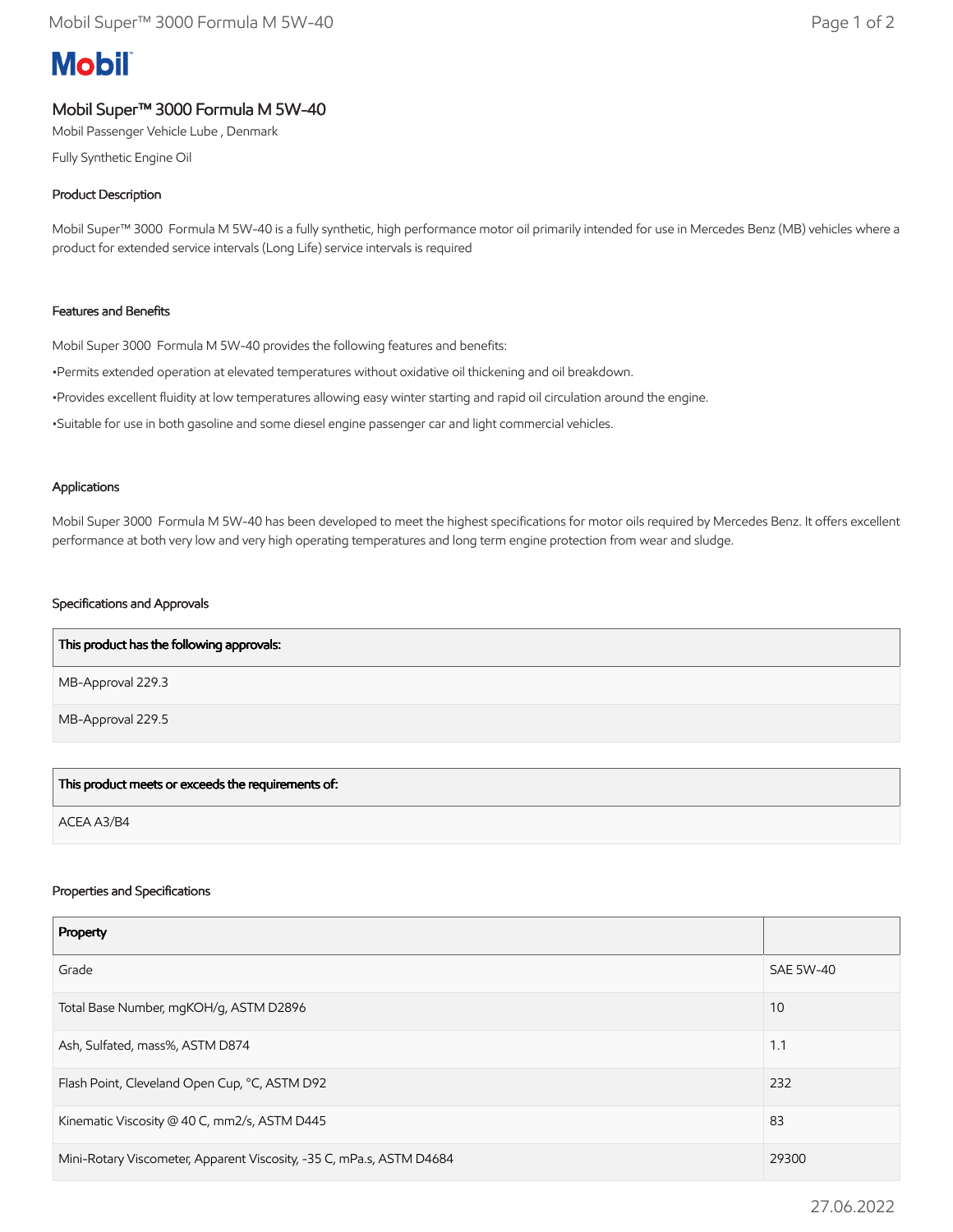# Mobil

## Mobil Super™ 3000 Formula M 5W-40

Mobil Passenger Vehicle Lube , Denmark

Fully Synthetic Engine Oil

### Product Description

Mobil Super™ 3000  Formula M 5W-40 is a fully synthetic, high performance motor oil primarily intended for use in Mercedes Benz (MB) vehicles where a product for extended service intervals (Long Life) service intervals is required

### Features and Benefits

Mobil Super 3000  Formula M 5W-40 provides the following features and benefits:

•Permits extended operation at elevated temperatures without oxidative oil thickening and oil breakdown.

•Provides excellent fluidity at low temperatures allowing easy winter starting and rapid oil circulation around the engine.

•Suitable for use in both gasoline and some diesel engine passenger car and light commercial vehicles.

### Applications

Mobil Super 3000  Formula M 5W-40 has been developed to meet the highest specifications for motor oils required by Mercedes Benz. It offers excellent performance at both very low and very high operating temperatures and long term engine protection from wear and sludge.

### Specifications and Approvals

| This product has the following approvals: |
|---|
| MB-Approval 229.3 |
| MB-Approval 229.5 |

| This product meets or exceeds the requirements of: |
|---|
| ACEA A3/B4 |

### Properties and Specifications

| Property | |
|---|---|
| Grade | SAE 5W-40 |
| Total Base Number, mgKOH/g, ASTM D2896 | 10 |
| Ash, Sulfated, mass%, ASTM D874 | 1.1 |
| Flash Point, Cleveland Open Cup, °C, ASTM D92 | 232 |
| Kinematic Viscosity @ 40 C, mm2/s, ASTM D445 | 83 |
| Mini-Rotary Viscometer, Apparent Viscosity, -35 C, mPa.s, ASTM D4684 | 29300 |

27.06.2022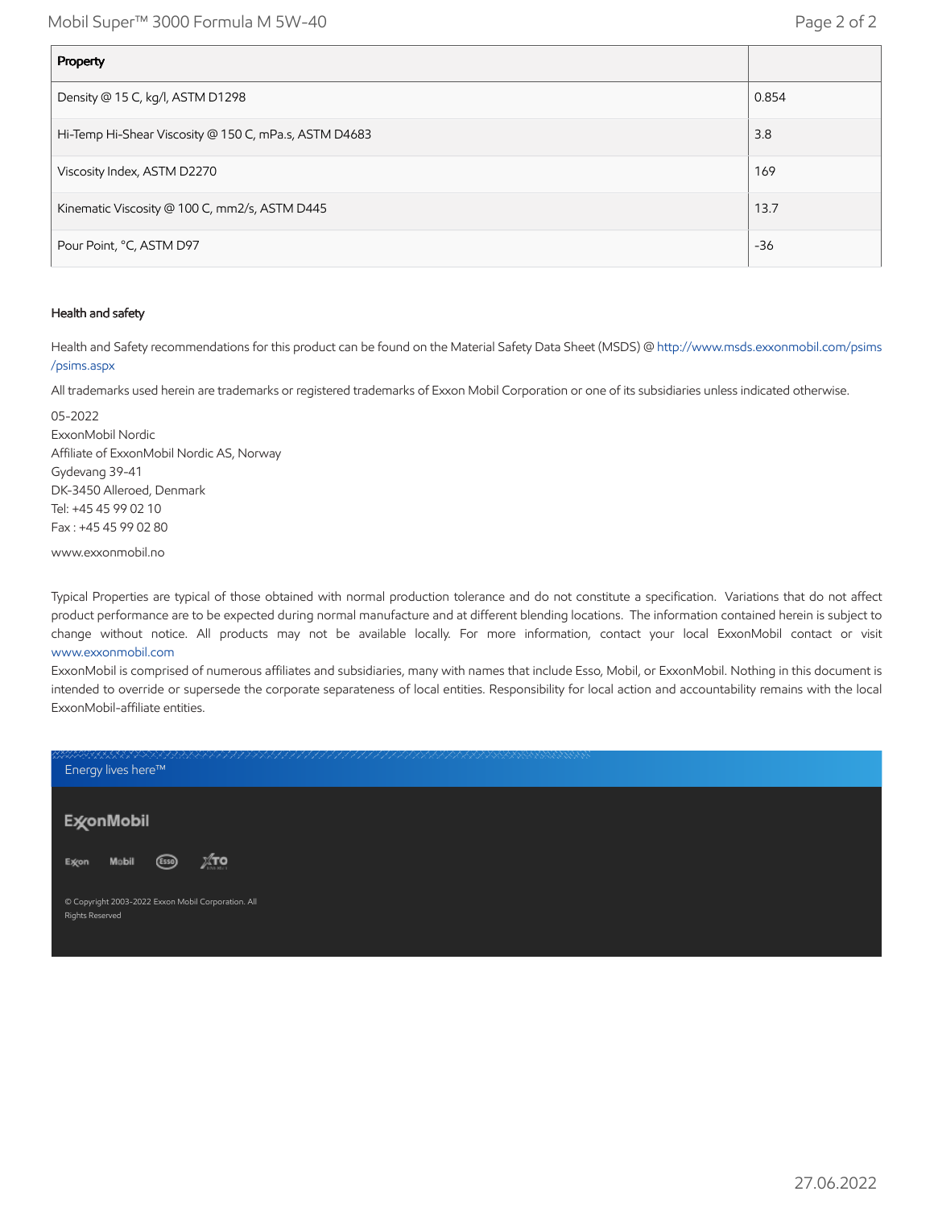| Property | |
|---|---|
| Density @ 15 C, kg/l, ASTM D1298 | 0.854 |
| Hi-Temp Hi-Shear Viscosity @ 150 C, mPa.s, ASTM D4683 | 3.8 |
| Viscosity Index, ASTM D2270 | 169 |
| Kinematic Viscosity @ 100 C, mm2/s, ASTM D445 | 13.7 |
| Pour Point, °C, ASTM D97 | -36 |

### Health and safety

Health and Safety recommendations for this product can be found on the Material Safety Data Sheet (MSDS) @ http://www.msds.exxonmobil.com/psims/psims.aspx

All trademarks used herein are trademarks or registered trademarks of Exxon Mobil Corporation or one of its subsidiaries unless indicated otherwise.

05-2022
ExxonMobil Nordic
Affiliate of ExxonMobil Nordic AS, Norway
Gydevang 39-41
DK-3450 Alleroed, Denmark
Tel: +45 45 99 02 10
Fax : +45 45 99 02 80

www.exxonmobil.no

Typical Properties are typical of those obtained with normal production tolerance and do not constitute a specification. Variations that do not affect product performance are to be expected during normal manufacture and at different blending locations. The information contained herein is subject to change without notice. All products may not be available locally. For more information, contact your local ExxonMobil contact or visit www.exxonmobil.com

ExxonMobil is comprised of numerous affiliates and subsidiaries, many with names that include Esso, Mobil, or ExxonMobil. Nothing in this document is intended to override or supersede the corporate separateness of local entities. Responsibility for local action and accountability remains with the local ExxonMobil-affiliate entities.

Energy lives here™

ExxonMobil

Exxon Mobil Esso XTO

© Copyright 2003-2022 Exxon Mobil Corporation. All Rights Reserved